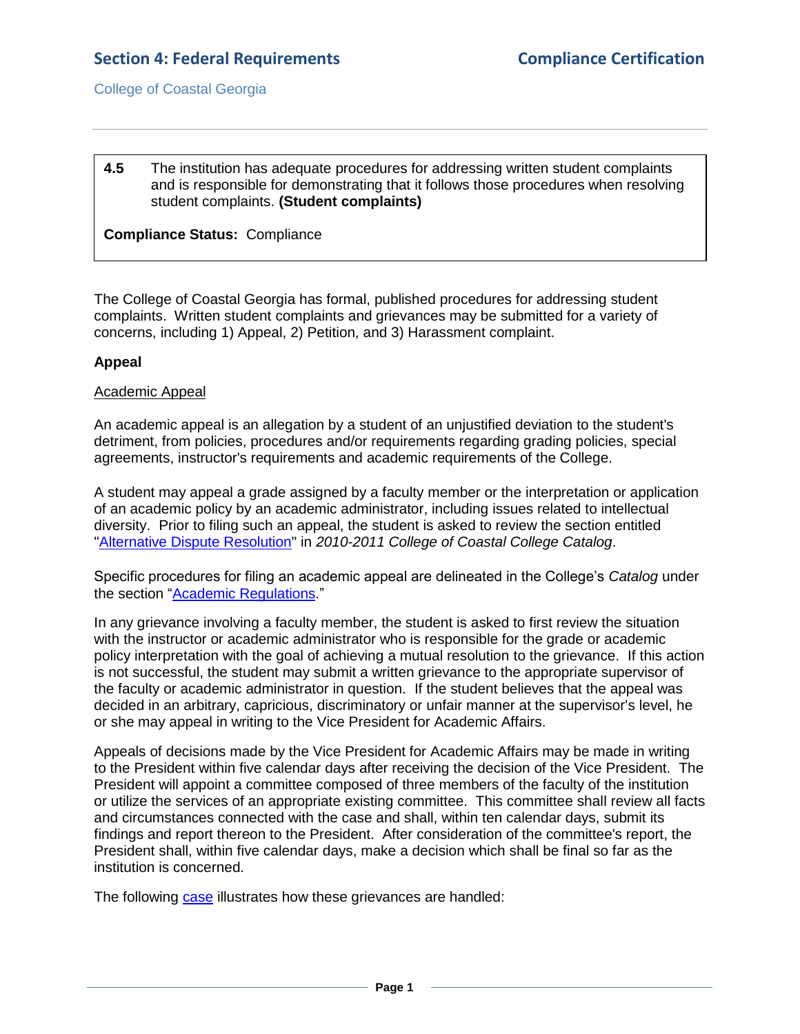| **4.5** | The institution has adequate procedures for addressing written student complaints and is responsible for demonstrating that it follows those procedures when resolving student complaints. **(Student complaints)** |
|---|---|

**Compliance Status:** Compliance

The College of Coastal Georgia has formal, published procedures for addressing student complaints. Written student complaints and grievances may be submitted for a variety of concerns, including 1) Appeal, 2) Petition, and 3) Harassment complaint.

**Appeal**

Academic Appeal

An academic appeal is an allegation by a student of an unjustified deviation to the student's detriment, from policies, procedures and/or requirements regarding grading policies, special agreements, instructor's requirements and academic requirements of the College.

A student may appeal a grade assigned by a faculty member or the interpretation or application of an academic policy by an academic administrator, including issues related to intellectual diversity. Prior to filing such an appeal, the student is asked to review the section entitled "Alternative Dispute Resolution" in *2010-2011 College of Coastal College Catalog*.

Specific procedures for filing an academic appeal are delineated in the College's *Catalog* under the section "Academic Regulations."

In any grievance involving a faculty member, the student is asked to first review the situation with the instructor or academic administrator who is responsible for the grade or academic policy interpretation with the goal of achieving a mutual resolution to the grievance. If this action is not successful, the student may submit a written grievance to the appropriate supervisor of the faculty or academic administrator in question. If the student believes that the appeal was decided in an arbitrary, capricious, discriminatory or unfair manner at the supervisor's level, he or she may appeal in writing to the Vice President for Academic Affairs.

Appeals of decisions made by the Vice President for Academic Affairs may be made in writing to the President within five calendar days after receiving the decision of the Vice President. The President will appoint a committee composed of three members of the faculty of the institution or utilize the services of an appropriate existing committee. This committee shall review all facts and circumstances connected with the case and shall, within ten calendar days, submit its findings and report thereon to the President. After consideration of the committee's report, the President shall, within five calendar days, make a decision which shall be final so far as the institution is concerned.

The following case illustrates how these grievances are handled: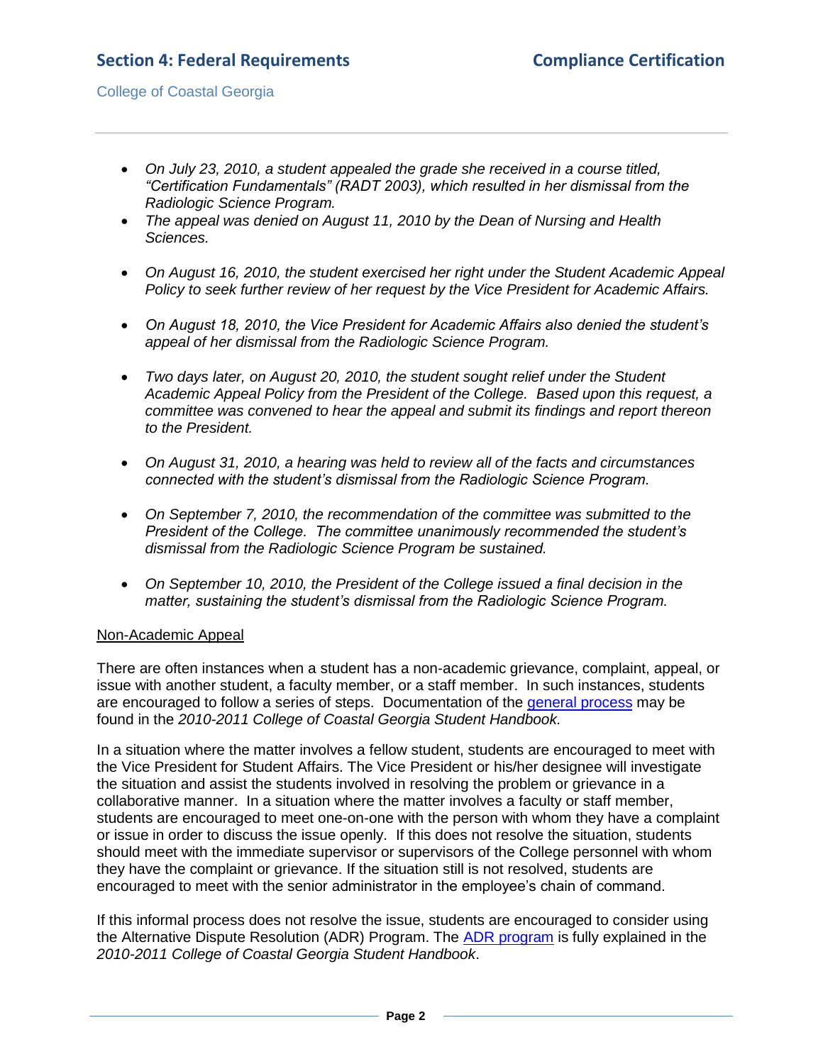- *On July 23, 2010, a student appealed the grade she received in a course titled, "Certification Fundamentals" (RADT 2003), which resulted in her dismissal from the Radiologic Science Program.*
- *The appeal was denied on August 11, 2010 by the Dean of Nursing and Health Sciences.*
- *On August 16, 2010, the student exercised her right under the Student Academic Appeal Policy to seek further review of her request by the Vice President for Academic Affairs.*
- *On August 18, 2010, the Vice President for Academic Affairs also denied the student's appeal of her dismissal from the Radiologic Science Program.*
- *Two days later, on August 20, 2010, the student sought relief under the Student Academic Appeal Policy from the President of the College. Based upon this request, a committee was convened to hear the appeal and submit its findings and report thereon to the President.*
- *On August 31, 2010, a hearing was held to review all of the facts and circumstances connected with the student's dismissal from the Radiologic Science Program.*
- *On September 7, 2010, the recommendation of the committee was submitted to the President of the College. The committee unanimously recommended the student's dismissal from the Radiologic Science Program be sustained.*
- *On September 10, 2010, the President of the College issued a final decision in the matter, sustaining the student's dismissal from the Radiologic Science Program.*

<u>Non-Academic Appeal</u>

There are often instances when a student has a non-academic grievance, complaint, appeal, or issue with another student, a faculty member, or a staff member. In such instances, students are encouraged to follow a series of steps. Documentation of the general process may be found in the *2010-2011 College of Coastal Georgia Student Handbook.*

In a situation where the matter involves a fellow student, students are encouraged to meet with the Vice President for Student Affairs. The Vice President or his/her designee will investigate the situation and assist the students involved in resolving the problem or grievance in a collaborative manner. In a situation where the matter involves a faculty or staff member, students are encouraged to meet one-on-one with the person with whom they have a complaint or issue in order to discuss the issue openly. If this does not resolve the situation, students should meet with the immediate supervisor or supervisors of the College personnel with whom they have the complaint or grievance. If the situation still is not resolved, students are encouraged to meet with the senior administrator in the employee's chain of command.

If this informal process does not resolve the issue, students are encouraged to consider using the Alternative Dispute Resolution (ADR) Program. The ADR program is fully explained in the *2010-2011 College of Coastal Georgia Student Handbook*.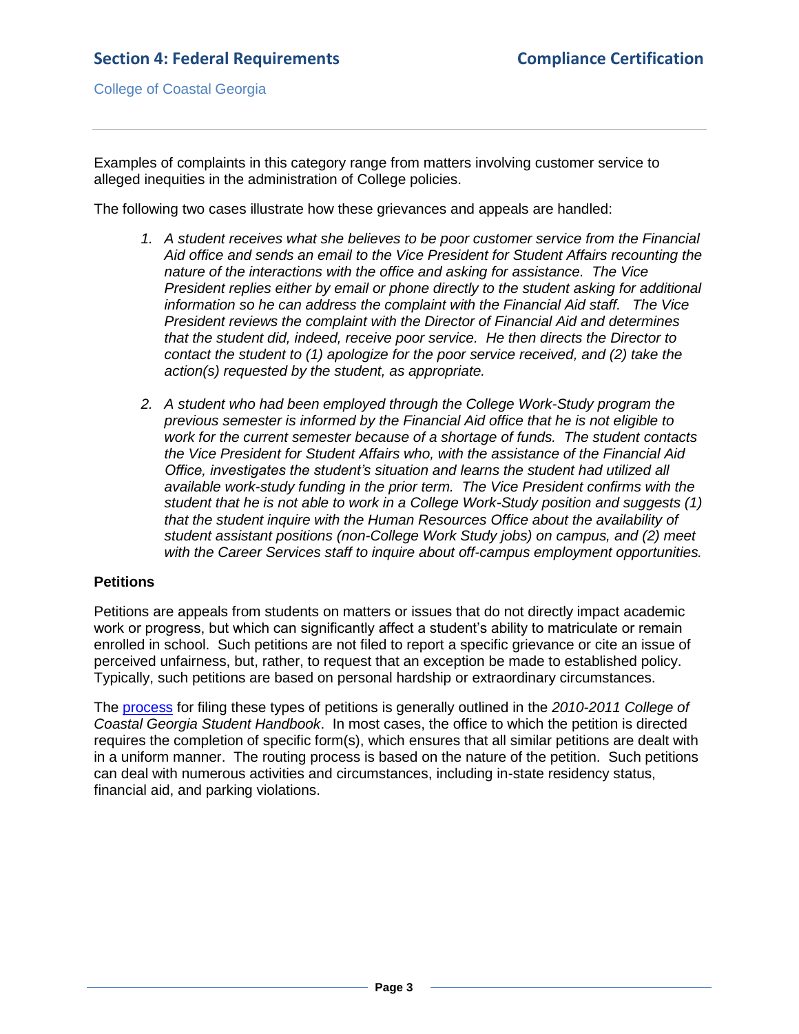Examples of complaints in this category range from matters involving customer service to alleged inequities in the administration of College policies.

The following two cases illustrate how these grievances and appeals are handled:

1. *A student receives what she believes to be poor customer service from the Financial Aid office and sends an email to the Vice President for Student Affairs recounting the nature of the interactions with the office and asking for assistance. The Vice President replies either by email or phone directly to the student asking for additional information so he can address the complaint with the Financial Aid staff. The Vice President reviews the complaint with the Director of Financial Aid and determines that the student did, indeed, receive poor service. He then directs the Director to contact the student to (1) apologize for the poor service received, and (2) take the action(s) requested by the student, as appropriate.*

2. *A student who had been employed through the College Work-Study program the previous semester is informed by the Financial Aid office that he is not eligible to work for the current semester because of a shortage of funds. The student contacts the Vice President for Student Affairs who, with the assistance of the Financial Aid Office, investigates the student's situation and learns the student had utilized all available work-study funding in the prior term. The Vice President confirms with the student that he is not able to work in a College Work-Study position and suggests (1) that the student inquire with the Human Resources Office about the availability of student assistant positions (non-College Work Study jobs) on campus, and (2) meet with the Career Services staff to inquire about off-campus employment opportunities.*

**Petitions**

Petitions are appeals from students on matters or issues that do not directly impact academic work or progress, but which can significantly affect a student's ability to matriculate or remain enrolled in school. Such petitions are not filed to report a specific grievance or cite an issue of perceived unfairness, but, rather, to request that an exception be made to established policy. Typically, such petitions are based on personal hardship or extraordinary circumstances.

The process for filing these types of petitions is generally outlined in the *2010-2011 College of Coastal Georgia Student Handbook*. In most cases, the office to which the petition is directed requires the completion of specific form(s), which ensures that all similar petitions are dealt with in a uniform manner. The routing process is based on the nature of the petition. Such petitions can deal with numerous activities and circumstances, including in-state residency status, financial aid, and parking violations.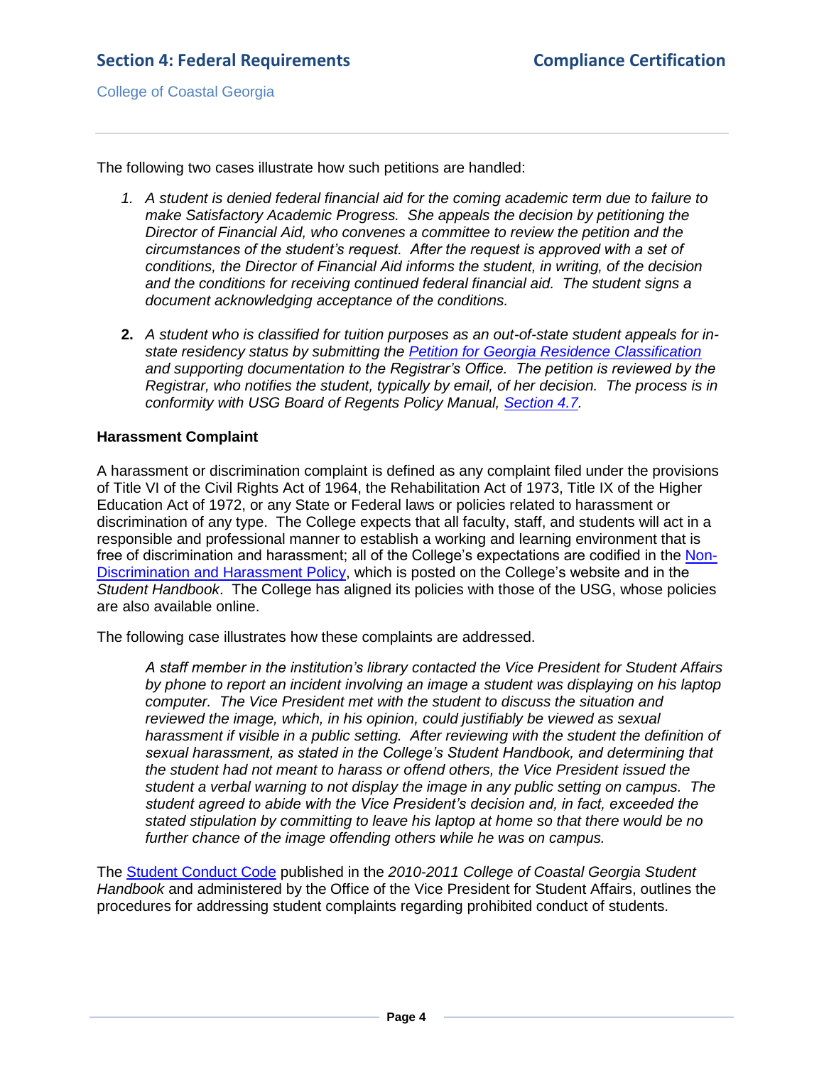The following two cases illustrate how such petitions are handled:

1. *A student is denied federal financial aid for the coming academic term due to failure to make Satisfactory Academic Progress. She appeals the decision by petitioning the Director of Financial Aid, who convenes a committee to review the petition and the circumstances of the student's request. After the request is approved with a set of conditions, the Director of Financial Aid informs the student, in writing, of the decision and the conditions for receiving continued federal financial aid. The student signs a document acknowledging acceptance of the conditions.*

2. *A student who is classified for tuition purposes as an out-of-state student appeals for in-state residency status by submitting the Petition for Georgia Residence Classification and supporting documentation to the Registrar's Office. The petition is reviewed by the Registrar, who notifies the student, typically by email, of her decision. The process is in conformity with USG Board of Regents Policy Manual, Section 4.7.*

**Harassment Complaint**

A harassment or discrimination complaint is defined as any complaint filed under the provisions of Title VI of the Civil Rights Act of 1964, the Rehabilitation Act of 1973, Title IX of the Higher Education Act of 1972, or any State or Federal laws or policies related to harassment or discrimination of any type. The College expects that all faculty, staff, and students will act in a responsible and professional manner to establish a working and learning environment that is free of discrimination and harassment; all of the College's expectations are codified in the Non-Discrimination and Harassment Policy, which is posted on the College's website and in the *Student Handbook*. The College has aligned its policies with those of the USG, whose policies are also available online.

The following case illustrates how these complaints are addressed.

*A staff member in the institution's library contacted the Vice President for Student Affairs by phone to report an incident involving an image a student was displaying on his laptop computer. The Vice President met with the student to discuss the situation and reviewed the image, which, in his opinion, could justifiably be viewed as sexual harassment if visible in a public setting. After reviewing with the student the definition of sexual harassment, as stated in the College's Student Handbook, and determining that the student had not meant to harass or offend others, the Vice President issued the student a verbal warning to not display the image in any public setting on campus. The student agreed to abide with the Vice President's decision and, in fact, exceeded the stated stipulation by committing to leave his laptop at home so that there would be no further chance of the image offending others while he was on campus.*

The Student Conduct Code published in the *2010-2011 College of Coastal Georgia Student Handbook* and administered by the Office of the Vice President for Student Affairs, outlines the procedures for addressing student complaints regarding prohibited conduct of students.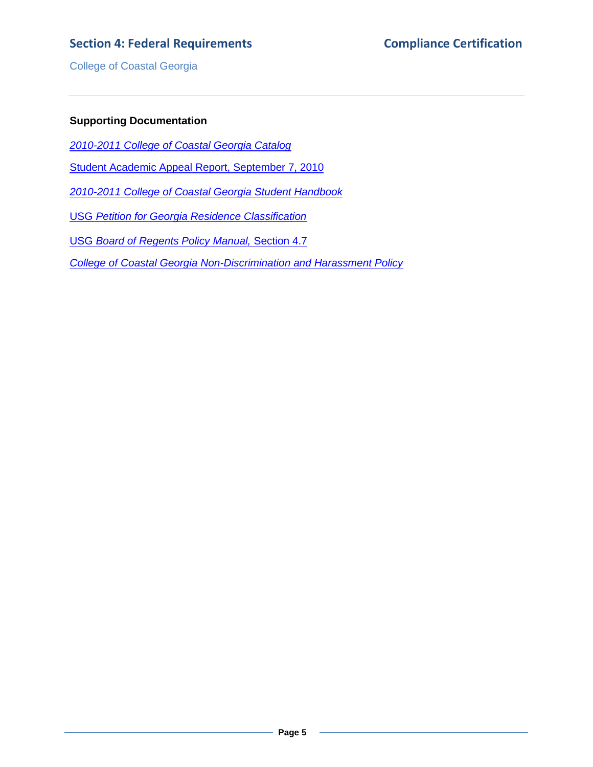**Supporting Documentation**

*2010-2011 College of Coastal Georgia Catalog*

Student Academic Appeal Report, September 7, 2010

*2010-2011 College of Coastal Georgia Student Handbook*

USG *Petition for Georgia Residence Classification*

USG *Board of Regents Policy Manual,* Section 4.7

*College of Coastal Georgia Non-Discrimination and Harassment Policy*